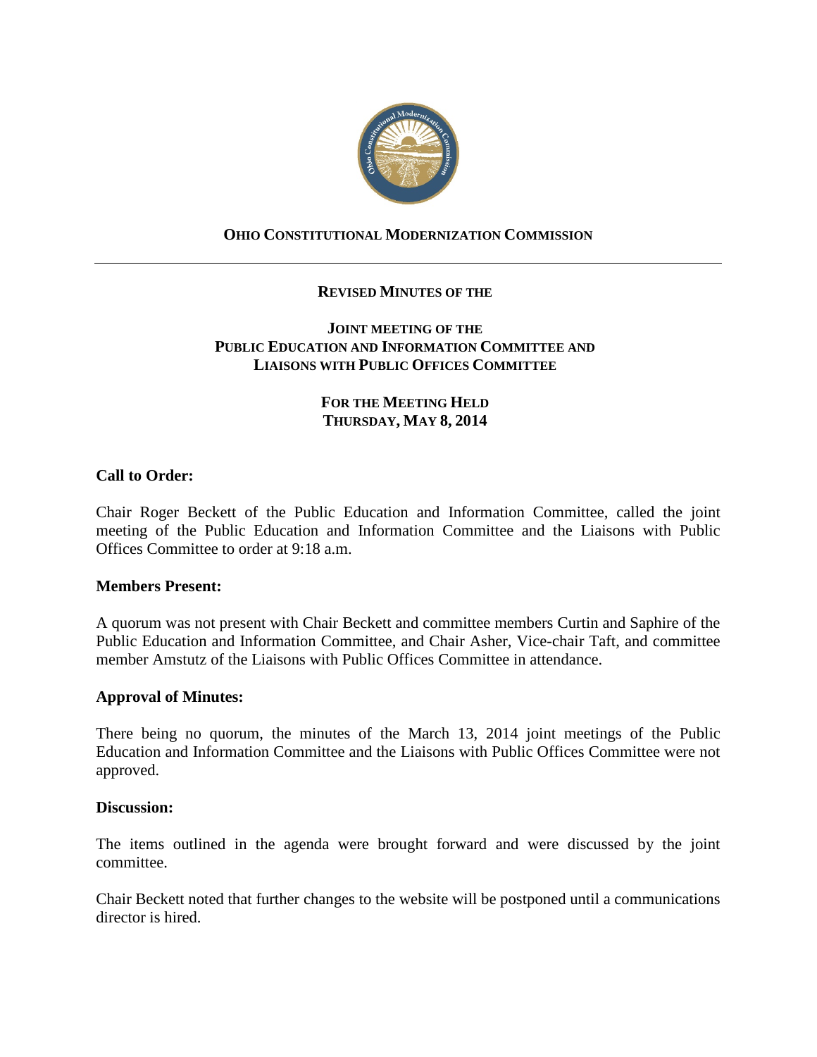**OHIO CONSTITUTIONAL MODERNIZATION COMMISSION**

---

**REVISED MINUTES OF THE**

**JOINT MEETING OF THE**
**PUBLIC EDUCATION AND INFORMATION COMMITTEE AND**
**LIAISONS WITH PUBLIC OFFICES COMMITTEE**

**FOR THE MEETING HELD**
**THURSDAY, MAY 8, 2014**

## Call to Order:

Chair Roger Beckett of the Public Education and Information Committee, called the joint meeting of the Public Education and Information Committee and the Liaisons with Public Offices Committee to order at 9:18 a.m.

## Members Present:

A quorum was not present with Chair Beckett and committee members Curtin and Saphire of the Public Education and Information Committee, and Chair Asher, Vice-chair Taft, and committee member Amstutz of the Liaisons with Public Offices Committee in attendance.

## Approval of Minutes:

There being no quorum, the minutes of the March 13, 2014 joint meetings of the Public Education and Information Committee and the Liaisons with Public Offices Committee were not approved.

## Discussion:

The items outlined in the agenda were brought forward and were discussed by the joint committee.

Chair Beckett noted that further changes to the website will be postponed until a communications director is hired.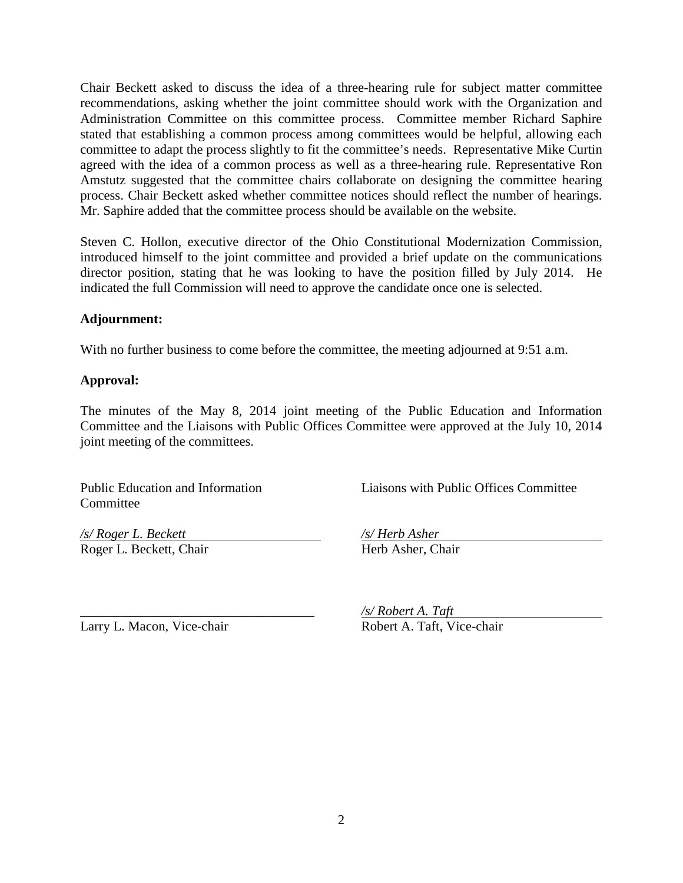Chair Beckett asked to discuss the idea of a three-hearing rule for subject matter committee recommendations, asking whether the joint committee should work with the Organization and Administration Committee on this committee process. Committee member Richard Saphire stated that establishing a common process among committees would be helpful, allowing each committee to adapt the process slightly to fit the committee's needs. Representative Mike Curtin agreed with the idea of a common process as well as a three-hearing rule. Representative Ron Amstutz suggested that the committee chairs collaborate on designing the committee hearing process. Chair Beckett asked whether committee notices should reflect the number of hearings. Mr. Saphire added that the committee process should be available on the website.

Steven C. Hollon, executive director of the Ohio Constitutional Modernization Commission, introduced himself to the joint committee and provided a brief update on the communications director position, stating that he was looking to have the position filled by July 2014. He indicated the full Commission will need to approve the candidate once one is selected.

**Adjournment:**

With no further business to come before the committee, the meeting adjourned at 9:51 a.m.

**Approval:**

The minutes of the May 8, 2014 joint meeting of the Public Education and Information Committee and the Liaisons with Public Offices Committee were approved at the July 10, 2014 joint meeting of the committees.

Public Education and Information Committee

*/s/ Roger L. Beckett*
Roger L. Beckett, Chair

\_\_\_\_\_\_\_\_\_\_\_\_\_\_\_\_\_\_\_\_\_\_\_\_\_\_\_\_\_\_\_\_\_\_
Larry L. Macon, Vice-chair

Liaisons with Public Offices Committee

*/s/ Herb Asher*
Herb Asher, Chair

*/s/ Robert A. Taft*
Robert A. Taft, Vice-chair